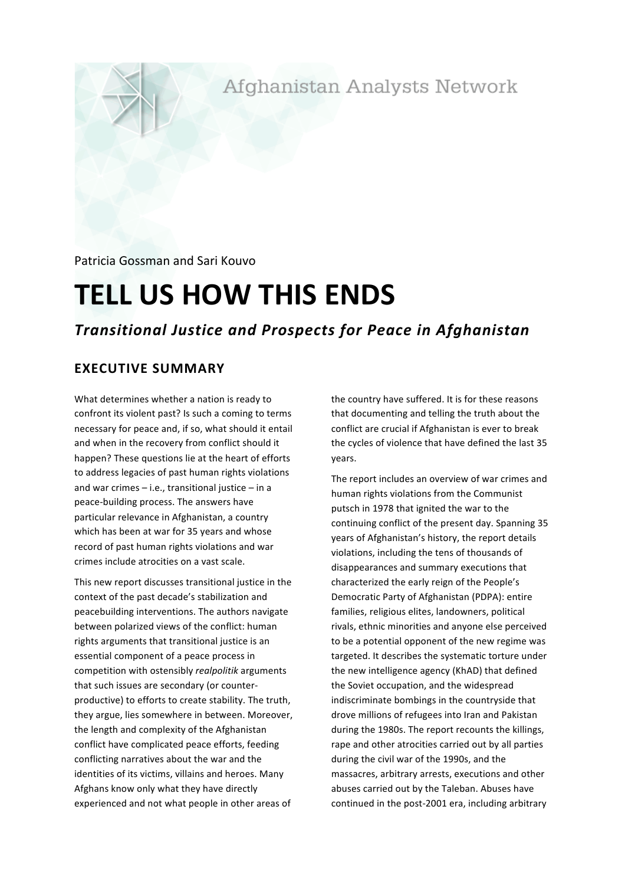Afghanistan Analysts Network

Patricia Gossman and Sari Kouvo

# TELL US HOW THIS ENDS

## *Transitional Justice and Prospects for Peace in Afghanistan*

### EXECUTIVE SUMMARY

What determines whether a nation is ready to confront its violent past? Is such a coming to terms necessary for peace and, if so, what should it entail and when in the recovery from conflict should it happen? These questions lie at the heart of efforts to address legacies of past human rights violations and war crimes – i.e., transitional justice – in a peace-building process. The answers have particular relevance in Afghanistan, a country which has been at war for 35 years and whose record of past human rights violations and war crimes include atrocities on a vast scale.

This new report discusses transitional justice in the context of the past decade's stabilization and peacebuilding interventions. The authors navigate between polarized views of the conflict: human rights arguments that transitional justice is an essential component of a peace process in competition with ostensibly *realpolitik* arguments that such issues are secondary (or counter-productive) to efforts to create stability. The truth, they argue, lies somewhere in between. Moreover, the length and complexity of the Afghanistan conflict have complicated peace efforts, feeding conflicting narratives about the war and the identities of its victims, villains and heroes. Many Afghans know only what they have directly experienced and not what people in other areas of the country have suffered. It is for these reasons that documenting and telling the truth about the conflict are crucial if Afghanistan is ever to break the cycles of violence that have defined the last 35 years.

The report includes an overview of war crimes and human rights violations from the Communist putsch in 1978 that ignited the war to the continuing conflict of the present day. Spanning 35 years of Afghanistan's history, the report details violations, including the tens of thousands of disappearances and summary executions that characterized the early reign of the People's Democratic Party of Afghanistan (PDPA): entire families, religious elites, landowners, political rivals, ethnic minorities and anyone else perceived to be a potential opponent of the new regime was targeted. It describes the systematic torture under the new intelligence agency (KhAD) that defined the Soviet occupation, and the widespread indiscriminate bombings in the countryside that drove millions of refugees into Iran and Pakistan during the 1980s. The report recounts the killings, rape and other atrocities carried out by all parties during the civil war of the 1990s, and the massacres, arbitrary arrests, executions and other abuses carried out by the Taleban. Abuses have continued in the post-2001 era, including arbitrary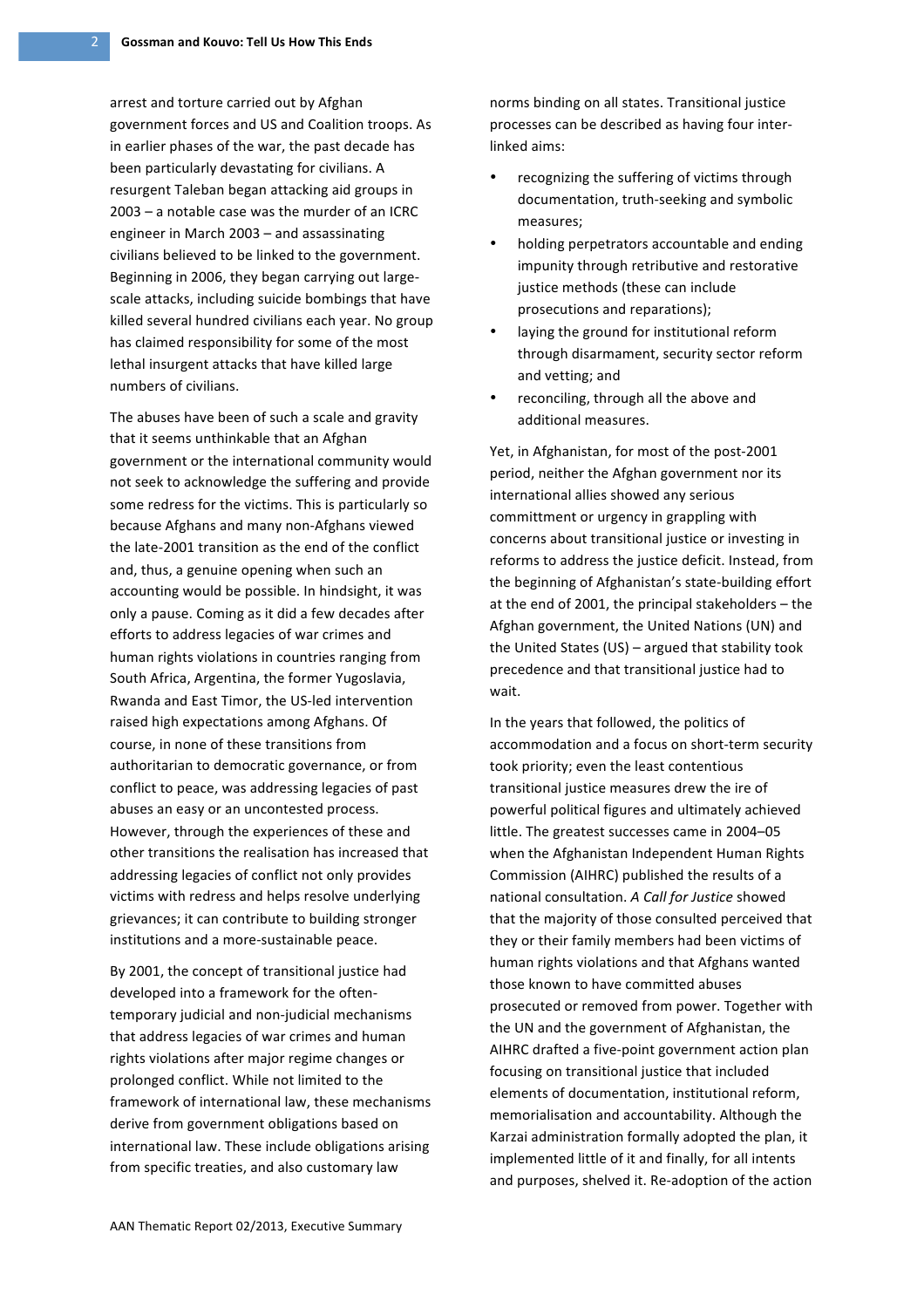arrest and torture carried out by Afghan government forces and US and Coalition troops. As in earlier phases of the war, the past decade has been particularly devastating for civilians. A resurgent Taleban began attacking aid groups in 2003 – a notable case was the murder of an ICRC engineer in March 2003 – and assassinating civilians believed to be linked to the government. Beginning in 2006, they began carrying out large-scale attacks, including suicide bombings that have killed several hundred civilians each year. No group has claimed responsibility for some of the most lethal insurgent attacks that have killed large numbers of civilians.

The abuses have been of such a scale and gravity that it seems unthinkable that an Afghan government or the international community would not seek to acknowledge the suffering and provide some redress for the victims. This is particularly so because Afghans and many non-Afghans viewed the late-2001 transition as the end of the conflict and, thus, a genuine opening when such an accounting would be possible. In hindsight, it was only a pause. Coming as it did a few decades after efforts to address legacies of war crimes and human rights violations in countries ranging from South Africa, Argentina, the former Yugoslavia, Rwanda and East Timor, the US-led intervention raised high expectations among Afghans. Of course, in none of these transitions from authoritarian to democratic governance, or from conflict to peace, was addressing legacies of past abuses an easy or an uncontested process. However, through the experiences of these and other transitions the realisation has increased that addressing legacies of conflict not only provides victims with redress and helps resolve underlying grievances; it can contribute to building stronger institutions and a more-sustainable peace.

By 2001, the concept of transitional justice had developed into a framework for the often-temporary judicial and non-judicial mechanisms that address legacies of war crimes and human rights violations after major regime changes or prolonged conflict. While not limited to the framework of international law, these mechanisms derive from government obligations based on international law. These include obligations arising from specific treaties, and also customary law norms binding on all states. Transitional justice processes can be described as having four inter-linked aims:

- recognizing the suffering of victims through documentation, truth-seeking and symbolic measures;
- holding perpetrators accountable and ending impunity through retributive and restorative justice methods (these can include prosecutions and reparations);
- laying the ground for institutional reform through disarmament, security sector reform and vetting; and
- reconciling, through all the above and additional measures.

Yet, in Afghanistan, for most of the post-2001 period, neither the Afghan government nor its international allies showed any serious committment or urgency in grappling with concerns about transitional justice or investing in reforms to address the justice deficit. Instead, from the beginning of Afghanistan's state-building effort at the end of 2001, the principal stakeholders – the Afghan government, the United Nations (UN) and the United States (US) – argued that stability took precedence and that transitional justice had to wait.

In the years that followed, the politics of accommodation and a focus on short-term security took priority; even the least contentious transitional justice measures drew the ire of powerful political figures and ultimately achieved little. The greatest successes came in 2004–05 when the Afghanistan Independent Human Rights Commission (AIHRC) published the results of a national consultation. *A Call for Justice* showed that the majority of those consulted perceived that they or their family members had been victims of human rights violations and that Afghans wanted those known to have committed abuses prosecuted or removed from power. Together with the UN and the government of Afghanistan, the AIHRC drafted a five-point government action plan focusing on transitional justice that included elements of documentation, institutional reform, memorialisation and accountability. Although the Karzai administration formally adopted the plan, it implemented little of it and finally, for all intents and purposes, shelved it. Re-adoption of the action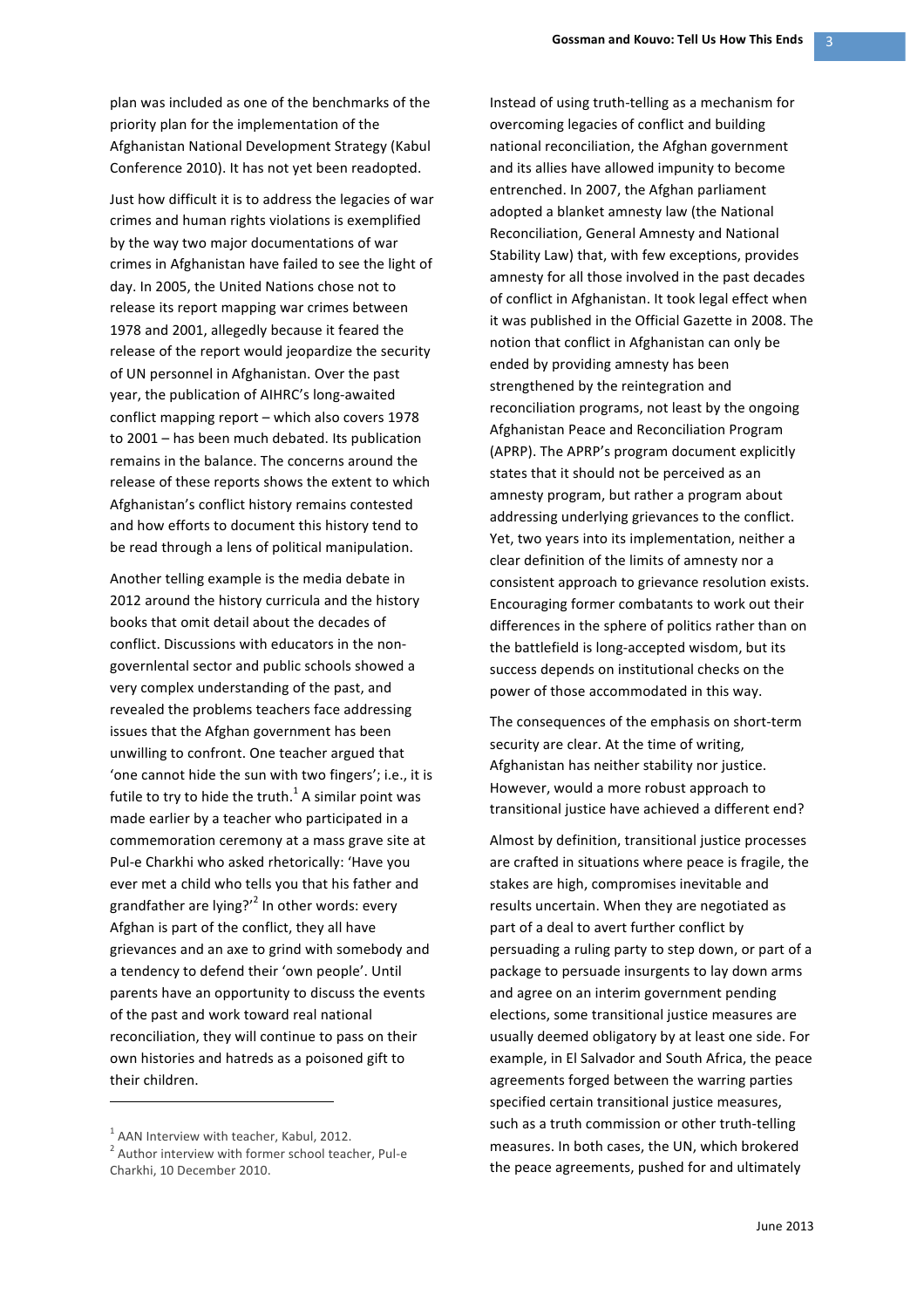plan was included as one of the benchmarks of the priority plan for the implementation of the Afghanistan National Development Strategy (Kabul Conference 2010). It has not yet been readopted.

Just how difficult it is to address the legacies of war crimes and human rights violations is exemplified by the way two major documentations of war crimes in Afghanistan have failed to see the light of day. In 2005, the United Nations chose not to release its report mapping war crimes between 1978 and 2001, allegedly because it feared the release of the report would jeopardize the security of UN personnel in Afghanistan. Over the past year, the publication of AIHRC's long-awaited conflict mapping report – which also covers 1978 to 2001 – has been much debated. Its publication remains in the balance. The concerns around the release of these reports shows the extent to which Afghanistan's conflict history remains contested and how efforts to document this history tend to be read through a lens of political manipulation.

Another telling example is the media debate in 2012 around the history curricula and the history books that omit detail about the decades of conflict. Discussions with educators in the non-governlental sector and public schools showed a very complex understanding of the past, and revealed the problems teachers face addressing issues that the Afghan government has been unwilling to confront. One teacher argued that 'one cannot hide the sun with two fingers'; i.e., it is futile to try to hide the truth.[1] A similar point was made earlier by a teacher who participated in a commemoration ceremony at a mass grave site at Pul-e Charkhi who asked rhetorically: 'Have you ever met a child who tells you that his father and grandfather are lying?'[2] In other words: every Afghan is part of the conflict, they all have grievances and an axe to grind with somebody and a tendency to defend their 'own people'. Until parents have an opportunity to discuss the events of the past and work toward real national reconciliation, they will continue to pass on their own histories and hatreds as a poisoned gift to their children.

Instead of using truth-telling as a mechanism for overcoming legacies of conflict and building national reconciliation, the Afghan government and its allies have allowed impunity to become entrenched. In 2007, the Afghan parliament adopted a blanket amnesty law (the National Reconciliation, General Amnesty and National Stability Law) that, with few exceptions, provides amnesty for all those involved in the past decades of conflict in Afghanistan. It took legal effect when it was published in the Official Gazette in 2008. The notion that conflict in Afghanistan can only be ended by providing amnesty has been strengthened by the reintegration and reconciliation programs, not least by the ongoing Afghanistan Peace and Reconciliation Program (APRP). The APRP's program document explicitly states that it should not be perceived as an amnesty program, but rather a program about addressing underlying grievances to the conflict. Yet, two years into its implementation, neither a clear definition of the limits of amnesty nor a consistent approach to grievance resolution exists. Encouraging former combatants to work out their differences in the sphere of politics rather than on the battlefield is long-accepted wisdom, but its success depends on institutional checks on the power of those accommodated in this way.

The consequences of the emphasis on short-term security are clear. At the time of writing, Afghanistan has neither stability nor justice. However, would a more robust approach to transitional justice have achieved a different end?

Almost by definition, transitional justice processes are crafted in situations where peace is fragile, the stakes are high, compromises inevitable and results uncertain. When they are negotiated as part of a deal to avert further conflict by persuading a ruling party to step down, or part of a package to persuade insurgents to lay down arms and agree on an interim government pending elections, some transitional justice measures are usually deemed obligatory by at least one side. For example, in El Salvador and South Africa, the peace agreements forged between the warring parties specified certain transitional justice measures, such as a truth commission or other truth-telling measures. In both cases, the UN, which brokered the peace agreements, pushed for and ultimately

---

[1] AAN Interview with teacher, Kabul, 2012.

[2] Author interview with former school teacher, Pul-e Charkhi, 10 December 2010.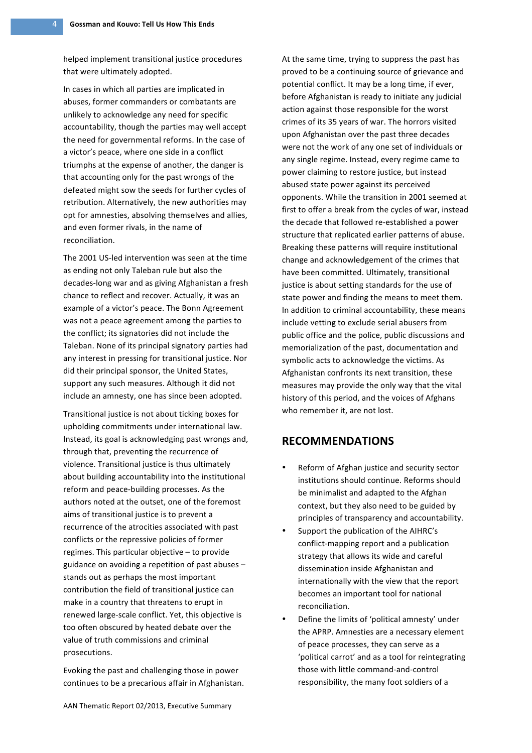helped implement transitional justice procedures that were ultimately adopted.

In cases in which all parties are implicated in abuses, former commanders or combatants are unlikely to acknowledge any need for specific accountability, though the parties may well accept the need for governmental reforms. In the case of a victor's peace, where one side in a conflict triumphs at the expense of another, the danger is that accounting only for the past wrongs of the defeated might sow the seeds for further cycles of retribution. Alternatively, the new authorities may opt for amnesties, absolving themselves and allies, and even former rivals, in the name of reconciliation.

The 2001 US-led intervention was seen at the time as ending not only Taleban rule but also the decades-long war and as giving Afghanistan a fresh chance to reflect and recover. Actually, it was an example of a victor's peace. The Bonn Agreement was not a peace agreement among the parties to the conflict; its signatories did not include the Taleban. None of its principal signatory parties had any interest in pressing for transitional justice. Nor did their principal sponsor, the United States, support any such measures. Although it did not include an amnesty, one has since been adopted.

Transitional justice is not about ticking boxes for upholding commitments under international law. Instead, its goal is acknowledging past wrongs and, through that, preventing the recurrence of violence. Transitional justice is thus ultimately about building accountability into the institutional reform and peace-building processes. As the authors noted at the outset, one of the foremost aims of transitional justice is to prevent a recurrence of the atrocities associated with past conflicts or the repressive policies of former regimes. This particular objective – to provide guidance on avoiding a repetition of past abuses – stands out as perhaps the most important contribution the field of transitional justice can make in a country that threatens to erupt in renewed large-scale conflict. Yet, this objective is too often obscured by heated debate over the value of truth commissions and criminal prosecutions.

Evoking the past and challenging those in power continues to be a precarious affair in Afghanistan. At the same time, trying to suppress the past has proved to be a continuing source of grievance and potential conflict. It may be a long time, if ever, before Afghanistan is ready to initiate any judicial action against those responsible for the worst crimes of its 35 years of war. The horrors visited upon Afghanistan over the past three decades were not the work of any one set of individuals or any single regime. Instead, every regime came to power claiming to restore justice, but instead abused state power against its perceived opponents. While the transition in 2001 seemed at first to offer a break from the cycles of war, instead the decade that followed re-established a power structure that replicated earlier patterns of abuse. Breaking these patterns will require institutional change and acknowledgement of the crimes that have been committed. Ultimately, transitional justice is about setting standards for the use of state power and finding the means to meet them. In addition to criminal accountability, these means include vetting to exclude serial abusers from public office and the police, public discussions and memorialization of the past, documentation and symbolic acts to acknowledge the victims. As Afghanistan confronts its next transition, these measures may provide the only way that the vital history of this period, and the voices of Afghans who remember it, are not lost.

## RECOMMENDATIONS

- Reform of Afghan justice and security sector institutions should continue. Reforms should be minimalist and adapted to the Afghan context, but they also need to be guided by principles of transparency and accountability.
- Support the publication of the AIHRC's conflict-mapping report and a publication strategy that allows its wide and careful dissemination inside Afghanistan and internationally with the view that the report becomes an important tool for national reconciliation.
- Define the limits of 'political amnesty' under the APRP. Amnesties are a necessary element of peace processes, they can serve as a 'political carrot' and as a tool for reintegrating those with little command-and-control responsibility, the many foot soldiers of a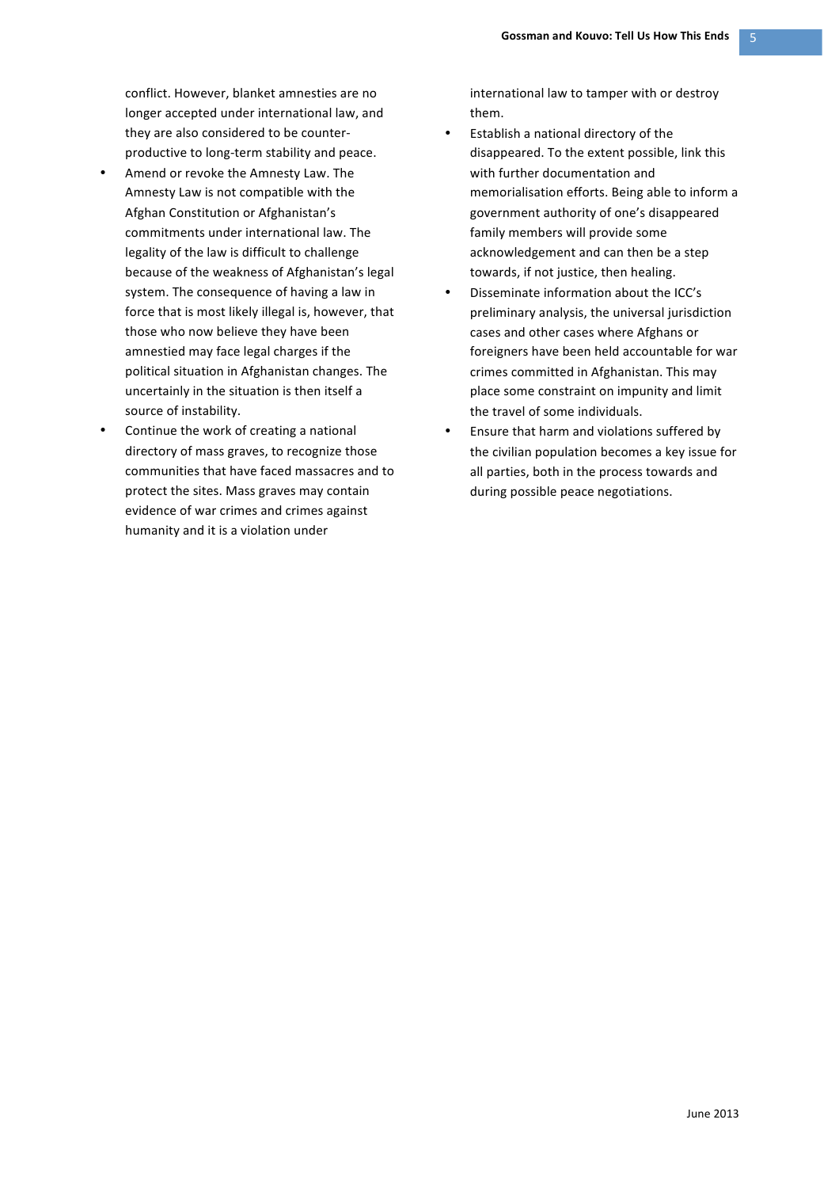conflict. However, blanket amnesties are no longer accepted under international law, and they are also considered to be counter-productive to long-term stability and peace.

- Amend or revoke the Amnesty Law. The Amnesty Law is not compatible with the Afghan Constitution or Afghanistan's commitments under international law. The legality of the law is difficult to challenge because of the weakness of Afghanistan's legal system. The consequence of having a law in force that is most likely illegal is, however, that those who now believe they have been amnestied may face legal charges if the political situation in Afghanistan changes. The uncertainly in the situation is then itself a source of instability.
- Continue the work of creating a national directory of mass graves, to recognize those communities that have faced massacres and to protect the sites. Mass graves may contain evidence of war crimes and crimes against humanity and it is a violation under international law to tamper with or destroy them.
- Establish a national directory of the disappeared. To the extent possible, link this with further documentation and memorialisation efforts. Being able to inform a government authority of one's disappeared family members will provide some acknowledgement and can then be a step towards, if not justice, then healing.
- Disseminate information about the ICC's preliminary analysis, the universal jurisdiction cases and other cases where Afghans or foreigners have been held accountable for war crimes committed in Afghanistan. This may place some constraint on impunity and limit the travel of some individuals.
- Ensure that harm and violations suffered by the civilian population becomes a key issue for all parties, both in the process towards and during possible peace negotiations.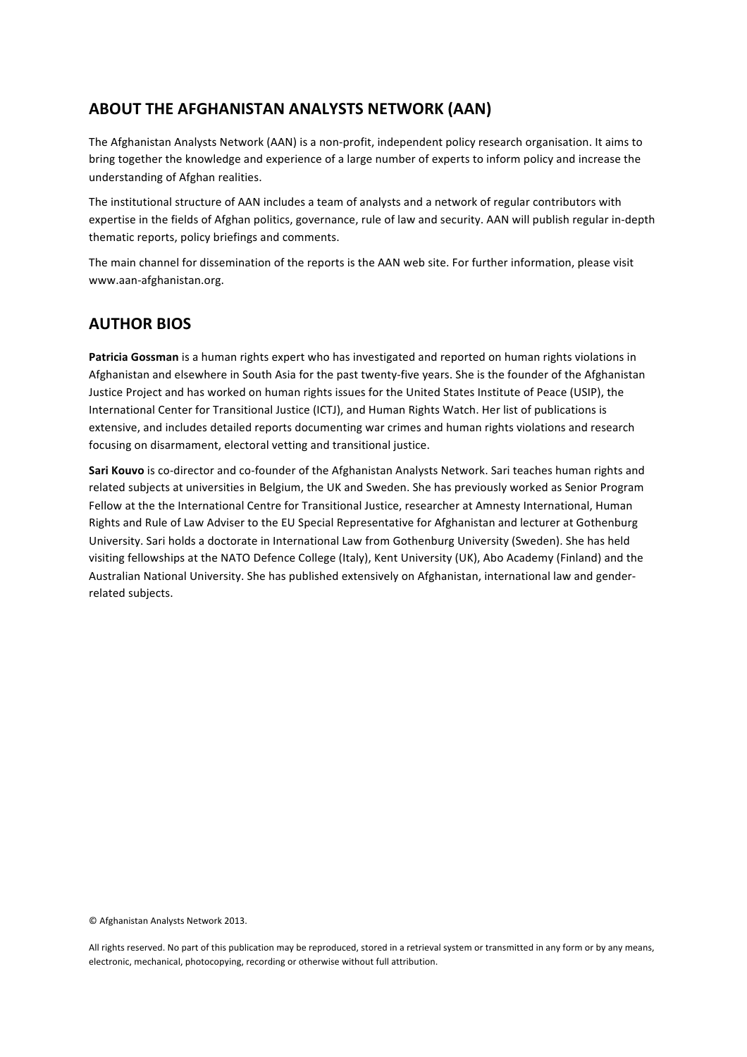## ABOUT THE AFGHANISTAN ANALYSTS NETWORK (AAN)

The Afghanistan Analysts Network (AAN) is a non-profit, independent policy research organisation. It aims to bring together the knowledge and experience of a large number of experts to inform policy and increase the understanding of Afghan realities.

The institutional structure of AAN includes a team of analysts and a network of regular contributors with expertise in the fields of Afghan politics, governance, rule of law and security. AAN will publish regular in-depth thematic reports, policy briefings and comments.

The main channel for dissemination of the reports is the AAN web site. For further information, please visit www.aan-afghanistan.org.

## AUTHOR BIOS

**Patricia Gossman** is a human rights expert who has investigated and reported on human rights violations in Afghanistan and elsewhere in South Asia for the past twenty-five years. She is the founder of the Afghanistan Justice Project and has worked on human rights issues for the United States Institute of Peace (USIP), the International Center for Transitional Justice (ICTJ), and Human Rights Watch. Her list of publications is extensive, and includes detailed reports documenting war crimes and human rights violations and research focusing on disarmament, electoral vetting and transitional justice.

**Sari Kouvo** is co-director and co-founder of the Afghanistan Analysts Network. Sari teaches human rights and related subjects at universities in Belgium, the UK and Sweden. She has previously worked as Senior Program Fellow at the the International Centre for Transitional Justice, researcher at Amnesty International, Human Rights and Rule of Law Adviser to the EU Special Representative for Afghanistan and lecturer at Gothenburg University. Sari holds a doctorate in International Law from Gothenburg University (Sweden). She has held visiting fellowships at the NATO Defence College (Italy), Kent University (UK), Abo Academy (Finland) and the Australian National University. She has published extensively on Afghanistan, international law and gender-related subjects.

© Afghanistan Analysts Network 2013.

All rights reserved. No part of this publication may be reproduced, stored in a retrieval system or transmitted in any form or by any means, electronic, mechanical, photocopying, recording or otherwise without full attribution.